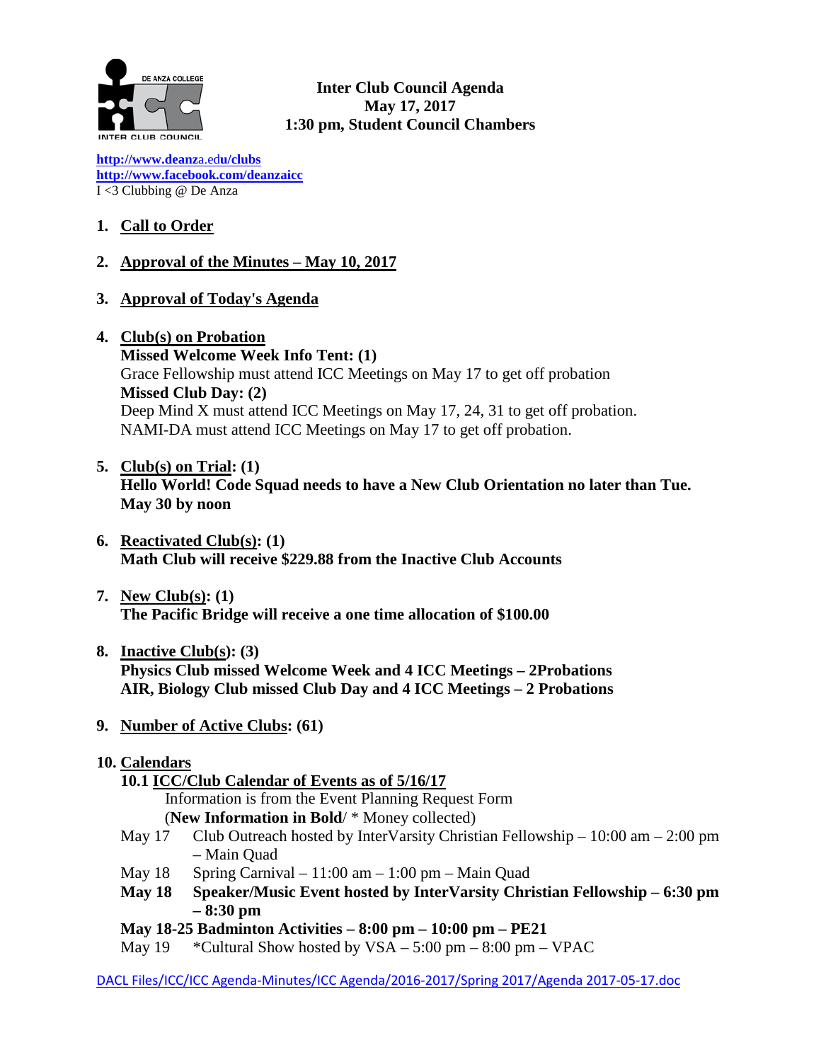**Inter Club Council Agenda**
**May 17, 2017**
**1:30 pm, Student Council Chambers**

http://www.deanza.edu/clubs
http://www.facebook.com/deanzaicc
I <3 Clubbing @ De Anza

1. **Call to Order**

2. **Approval of the Minutes – May 10, 2017**

3. **Approval of Today's Agenda**

4. **Club(s) on Probation**
   **Missed Welcome Week Info Tent: (1)**
   Grace Fellowship must attend ICC Meetings on May 17 to get off probation
   **Missed Club Day: (2)**
   Deep Mind X must attend ICC Meetings on May 17, 24, 31 to get off probation.
   NAMI-DA must attend ICC Meetings on May 17 to get off probation.

5. **Club(s) on Trial: (1)**
   **Hello World! Code Squad needs to have a New Club Orientation no later than Tue. May 30 by noon**

6. **Reactivated Club(s): (1)**
   **Math Club will receive $229.88 from the Inactive Club Accounts**

7. **New Club(s): (1)**
   **The Pacific Bridge will receive a one time allocation of $100.00**

8. **Inactive Club(s): (3)**
   **Physics Club missed Welcome Week and 4 ICC Meetings – 2Probations**
   **AIR, Biology Club missed Club Day and 4 ICC Meetings – 2 Probations**

9. **Number of Active Clubs: (61)**

10. **Calendars**
    **10.1 ICC/Club Calendar of Events as of 5/16/17**
    Information is from the Event Planning Request Form
    (**New Information in Bold**/ * Money collected)
    May 17 Club Outreach hosted by InterVarsity Christian Fellowship – 10:00 am – 2:00 pm – Main Quad
    May 18 Spring Carnival – 11:00 am – 1:00 pm – Main Quad
    **May 18 Speaker/Music Event hosted by InterVarsity Christian Fellowship – 6:30 pm – 8:30 pm**
    **May 18-25 Badminton Activities – 8:00 pm – 10:00 pm – PE21**
    May 19 *Cultural Show hosted by VSA – 5:00 pm – 8:00 pm – VPAC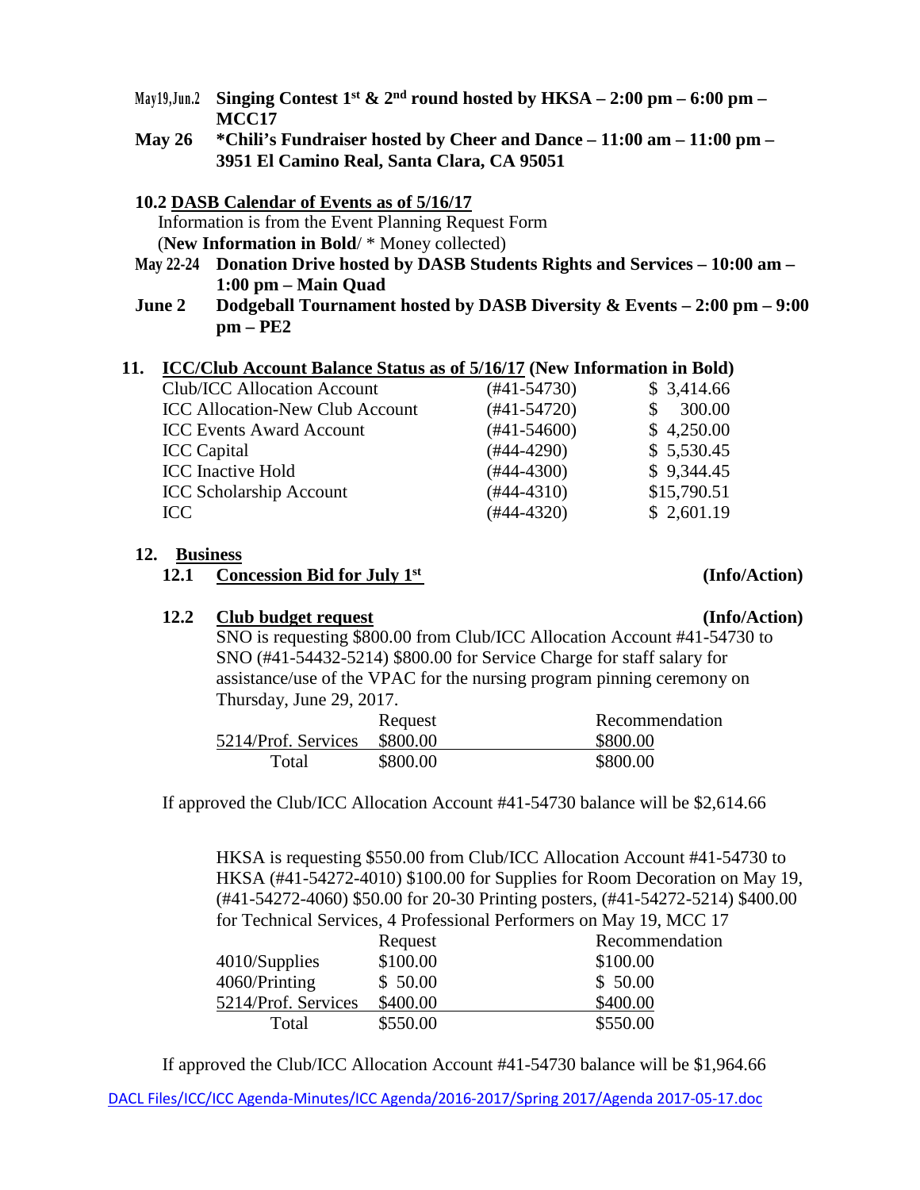**May19,Jun.2** **Singing Contest 1st & 2nd round hosted by HKSA – 2:00 pm – 6:00 pm – MCC17**

**May 26** **\*Chili's Fundraiser hosted by Cheer and Dance – 11:00 am – 11:00 pm – 3951 El Camino Real, Santa Clara, CA 95051**

**10.2 DASB Calendar of Events as of 5/16/17**

Information is from the Event Planning Request Form
(**New Information in Bold**/ * Money collected)

**May 22-24** **Donation Drive hosted by DASB Students Rights and Services – 10:00 am – 1:00 pm – Main Quad**

**June 2** **Dodgeball Tournament hosted by DASB Diversity & Events – 2:00 pm – 9:00 pm – PE2**

## 11. ICC/Club Account Balance Status as of 5/16/17 (New Information in Bold)

| | | |
|---|---|---|
| Club/ICC Allocation Account | (#41-54730) | $ 3,414.66 |
| ICC Allocation-New Club Account | (#41-54720) | $ 300.00 |
| ICC Events Award Account | (#41-54600) | $ 4,250.00 |
| ICC Capital | (#44-4290) | $ 5,530.45 |
| ICC Inactive Hold | (#44-4300) | $ 9,344.45 |
| ICC Scholarship Account | (#44-4310) | $15,790.51 |
| ICC | (#44-4320) | $ 2,601.19 |

## 12. Business

**12.1 Concession Bid for July 1st** **(Info/Action)**

**12.2 Club budget request** **(Info/Action)**

SNO is requesting $800.00 from Club/ICC Allocation Account #41-54730 to SNO (#41-54432-5214) $800.00 for Service Charge for staff salary for assistance/use of the VPAC for the nursing program pinning ceremony on Thursday, June 29, 2017.

| | Request | Recommendation |
|---|---|---|
| 5214/Prof. Services | $800.00 | $800.00 |
| Total | $800.00 | $800.00 |

If approved the Club/ICC Allocation Account #41-54730 balance will be $2,614.66

HKSA is requesting $550.00 from Club/ICC Allocation Account #41-54730 to HKSA (#41-54272-4010) $100.00 for Supplies for Room Decoration on May 19, (#41-54272-4060) $50.00 for 20-30 Printing posters, (#41-54272-5214) $400.00 for Technical Services, 4 Professional Performers on May 19, MCC 17

| | Request | Recommendation |
|---|---|---|
| 4010/Supplies | $100.00 | $100.00 |
| 4060/Printing | $ 50.00 | $ 50.00 |
| 5214/Prof. Services | $400.00 | $400.00 |
| Total | $550.00 | $550.00 |

If approved the Club/ICC Allocation Account #41-54730 balance will be $1,964.66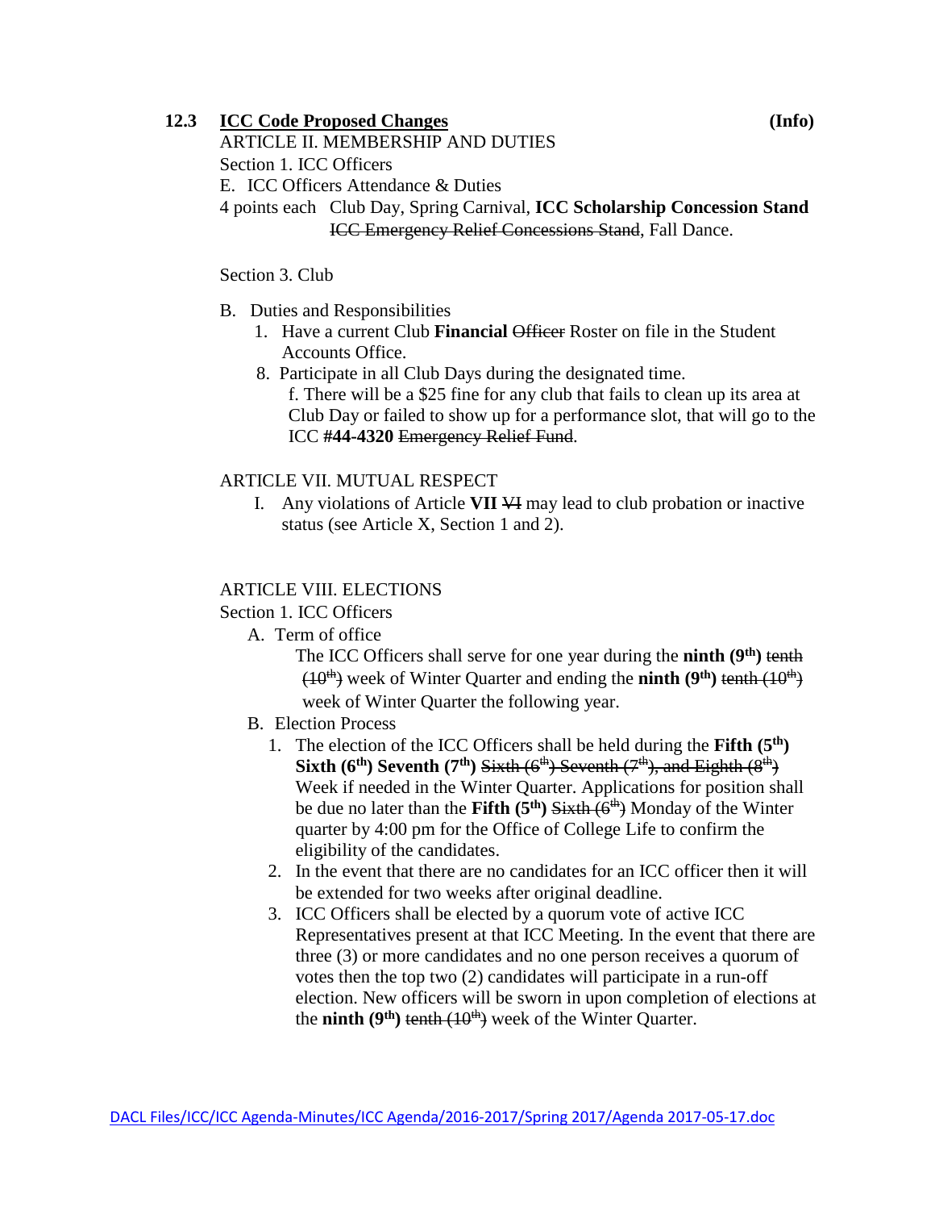**12.3 <u>ICC Code Proposed Changes</u>** **(Info)**

ARTICLE II. MEMBERSHIP AND DUTIES

Section 1. ICC Officers

E. ICC Officers Attendance & Duties

4 points each Club Day, Spring Carnival, **ICC Scholarship Concession Stand** ~~ICC Emergency Relief Concessions Stand~~, Fall Dance.

Section 3. Club

B. Duties and Responsibilities

1. Have a current Club **Financial** ~~Officer~~ Roster on file in the Student Accounts Office.

8. Participate in all Club Days during the designated time.

   f. There will be a $25 fine for any club that fails to clean up its area at Club Day or failed to show up for a performance slot, that will go to the ICC **#44-4320** ~~Emergency Relief Fund~~.

ARTICLE VII. MUTUAL RESPECT

I. Any violations of Article **VII** ~~VI~~ may lead to club probation or inactive status (see Article X, Section 1 and 2).

ARTICLE VIII. ELECTIONS

Section 1. ICC Officers

A. Term of office

The ICC Officers shall serve for one year during the **ninth (9th)** ~~tenth (10th)~~ week of Winter Quarter and ending the **ninth (9th)** ~~tenth (10th)~~ week of Winter Quarter the following year.

B. Election Process

1. The election of the ICC Officers shall be held during the **Fifth (5th) Sixth (6th) Seventh (7th)** ~~Sixth (6th) Seventh (7th), and Eighth (8th)~~ Week if needed in the Winter Quarter. Applications for position shall be due no later than the **Fifth (5th)** ~~Sixth (6th)~~ Monday of the Winter quarter by 4:00 pm for the Office of College Life to confirm the eligibility of the candidates.
2. In the event that there are no candidates for an ICC officer then it will be extended for two weeks after original deadline.
3. ICC Officers shall be elected by a quorum vote of active ICC Representatives present at that ICC Meeting. In the event that there are three (3) or more candidates and no one person receives a quorum of votes then the top two (2) candidates will participate in a run-off election. New officers will be sworn in upon completion of elections at the **ninth (9th)** ~~tenth (10th)~~ week of the Winter Quarter.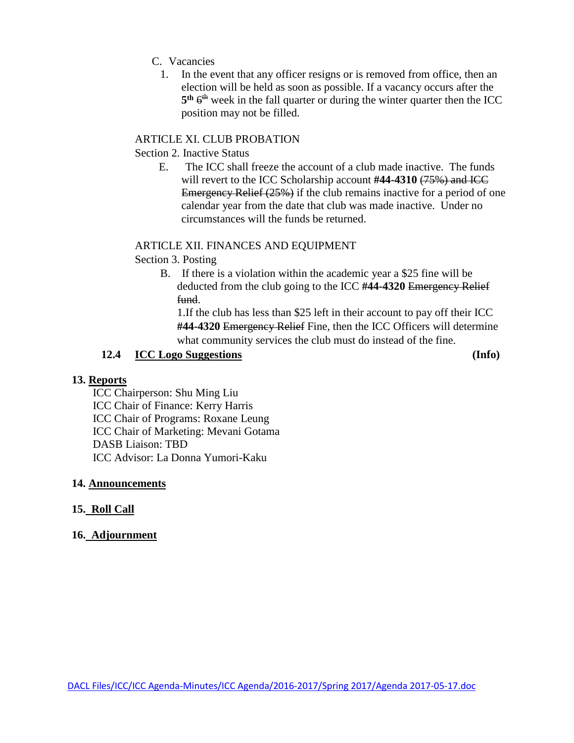C. Vacancies

1. In the event that any officer resigns or is removed from office, then an election will be held as soon as possible. If a vacancy occurs after the **5th** ~~6th~~ week in the fall quarter or during the winter quarter then the ICC position may not be filled.

ARTICLE XI. CLUB PROBATION

Section 2. Inactive Status

E. The ICC shall freeze the account of a club made inactive. The funds will revert to the ICC Scholarship account **#44-4310** ~~(75%) and ICC Emergency Relief (25%)~~ if the club remains inactive for a period of one calendar year from the date that club was made inactive. Under no circumstances will the funds be returned.

ARTICLE XII. FINANCES AND EQUIPMENT

Section 3. Posting

B. If there is a violation within the academic year a $25 fine will be deducted from the club going to the ICC **#44-4320** ~~Emergency Relief fund~~.

1.If the club has less than $25 left in their account to pay off their ICC **#44-4320** ~~Emergency Relief~~ Fine, then the ICC Officers will determine what community services the club must do instead of the fine.

**12.4 <u>ICC Logo Suggestions</u> (Info)**

**13. <u>Reports</u>**

ICC Chairperson: Shu Ming Liu
ICC Chair of Finance: Kerry Harris
ICC Chair of Programs: Roxane Leung
ICC Chair of Marketing: Mevani Gotama
DASB Liaison: TBD
ICC Advisor: La Donna Yumori-Kaku

**14. <u>Announcements</u>**

**15. <u>Roll Call</u>**

**16. <u>Adjournment</u>**

DACL Files/ICC/ICC Agenda-Minutes/ICC Agenda/2016-2017/Spring 2017/Agenda 2017-05-17.doc